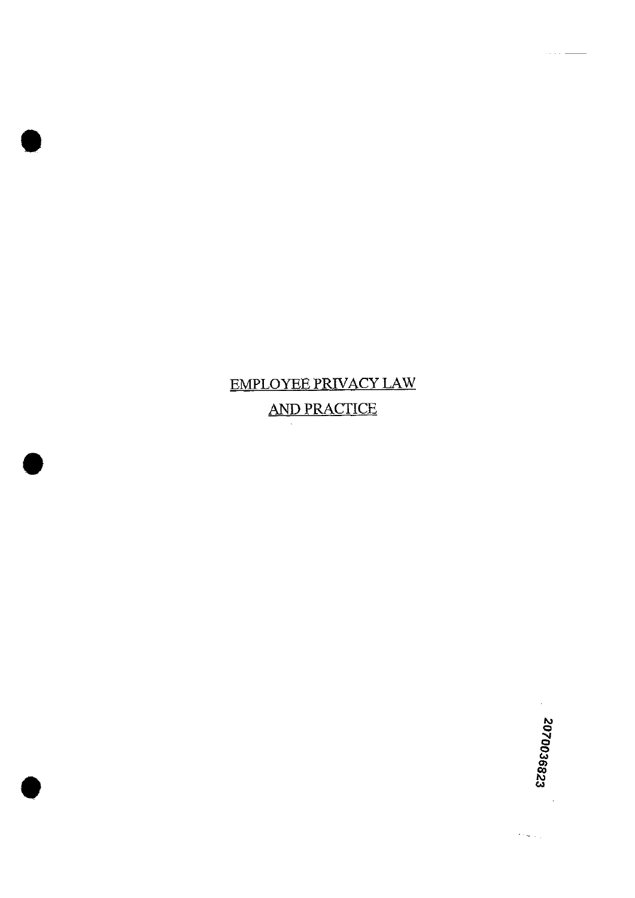# EMPLOYEE PRIVACY LAW AND PRACTICE

2070036823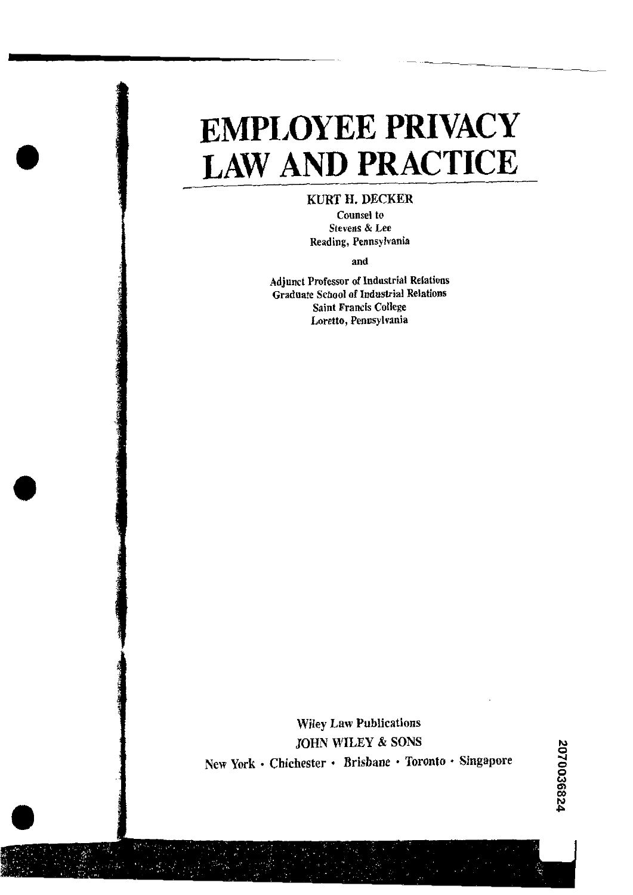# EMPLOYEE PRIVACY LAW AND PRACTICE

KURT H. DECKER

Counsel to
Stevens & Lee
Reading, Pennsylvania

and

Adjunct Professor of Industrial Relations
Graduate School of Industrial Relations
Saint Francis College
Loretto, Pennsylvania

Wiley Law Publications
JOHN WILEY & SONS
New York · Chichester · Brisbane · Toronto · Singapore

2070036824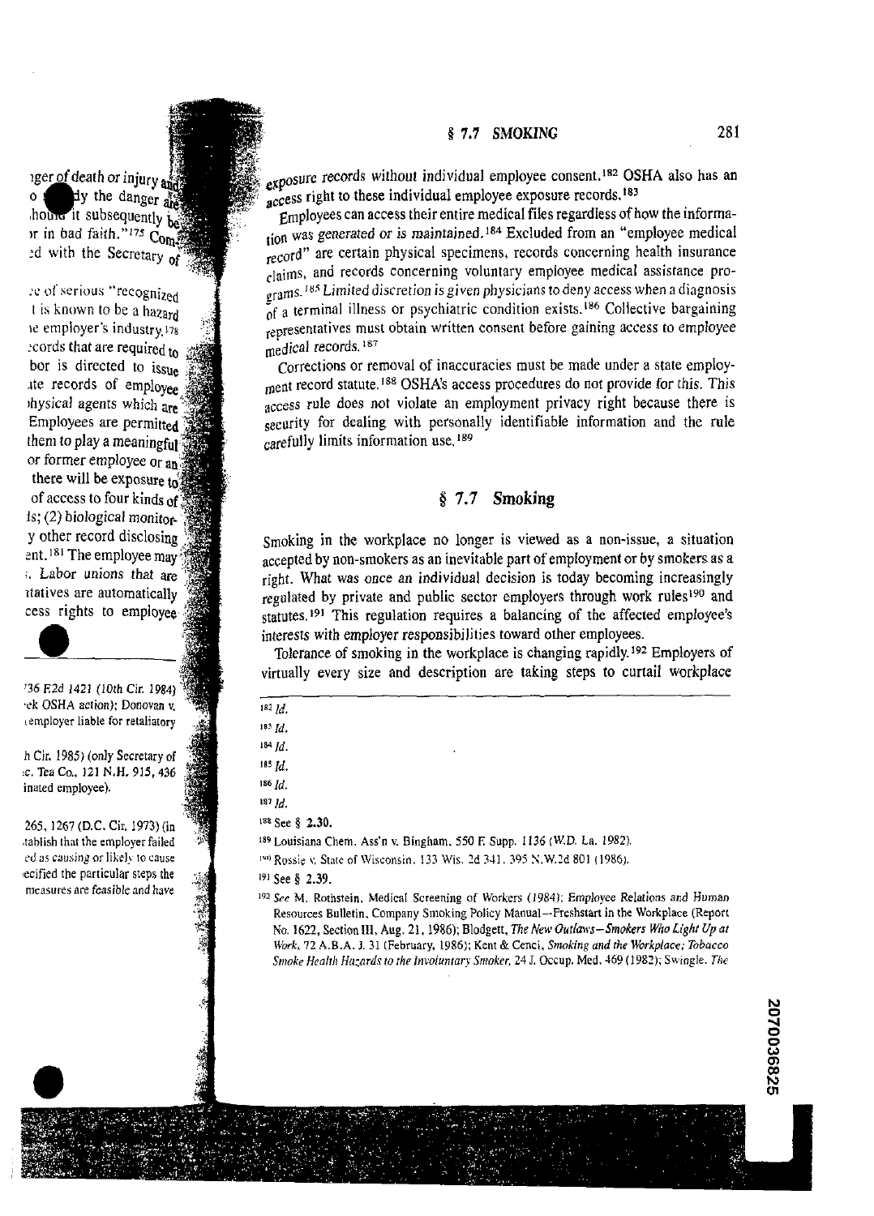exposure records without individual employee consent.[182] OSHA also has an access right to these individual employee exposure records.[183]

Employees can access their entire medical files regardless of how the information was *generated or is maintained*.[184] Excluded from an "employee medical record" are certain physical specimens, records concerning health insurance claims, and records concerning voluntary employee medical assistance programs.[185] *Limited discretion is given physicians to deny access when a diagnosis of a terminal illness or psychiatric condition exists*.[186] Collective bargaining representatives must obtain written consent before gaining access to employee medical records.[187]

Corrections or removal of inaccuracies must be made under a state employment record statute.[188] OSHA's access procedures do not provide for this. This access rule does not violate an employment privacy right because there is security for dealing with personally identifiable information and the rule carefully limits information use.[189]

## § 7.7 Smoking

Smoking in the workplace no longer is viewed as a non-issue, a situation accepted by non-smokers as an inevitable part of employment or by smokers as a right. What was once an individual decision is today becoming increasingly regulated by private and public sector employers through work rules[190] and statutes.[191] This regulation requires a balancing of the affected employee's interests with employer responsibilities toward other employees.

Tolerance of smoking in the workplace is changing rapidly.[192] Employers of virtually every size and description are taking steps to curtail workplace

---

[182] *Id.*

[183] *Id.*

[184] *Id.*

[185] *Id.*

[186] *Id.*

[187] *Id.*

[188] See § **2.30.**

[189] Louisiana Chem. Ass'n v. Bingham, 550 F. Supp. 1136 (W.D. La. 1982).

[190] Rossie v. State of Wisconsin, 133 Wis. 2d 341, 395 N.W.2d 801 (1986).

[191] See § **2.39.**

[192] *See* M. Rothstein, Medical Screening of Workers (1984); Employee Relations and Human Resources Bulletin, Company Smoking Policy Manual—Freshstart in the Workplace (Report No. 1622, Section III, Aug. 21, 1986); Blodgett, *The New Outlaws—Smokers Who Light Up at Work*, 72 A.B.A. J. 31 (February, 1986); Kent & Cenci, *Smoking and the Workplace; Tobacco Smoke Health Hazards to the Involuntary Smoker*, 24 J. Occup. Med. 469 (1982); Swingle, *The*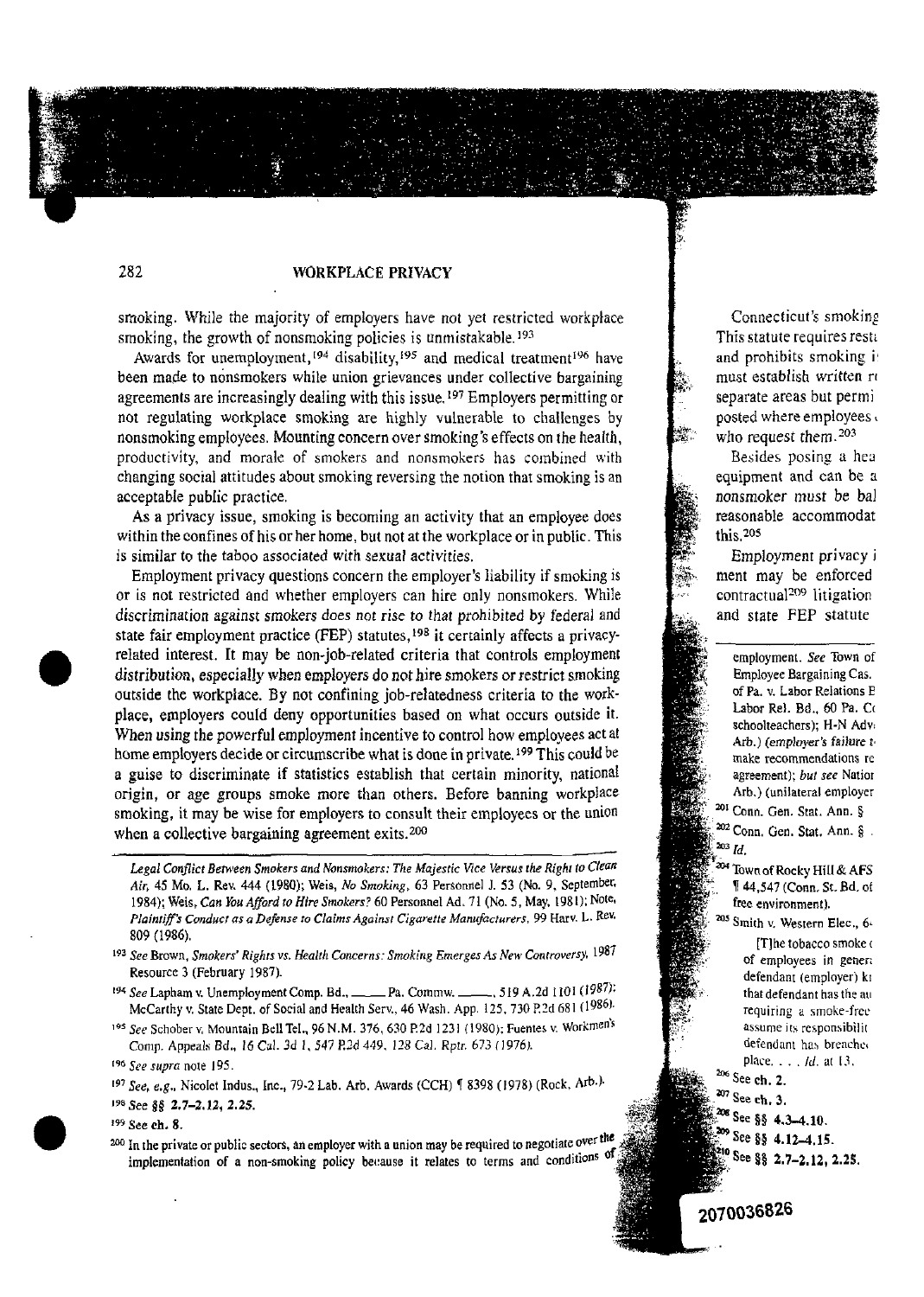smoking. While the majority of employers have not yet restricted workplace smoking, the growth of nonsmoking policies is unmistakable.[193]

Awards for unemployment,[194] disability,[195] and medical treatment[196] have been made to nonsmokers while union grievances under collective bargaining agreements are increasingly dealing with this issue.[197] Employers permitting or not regulating workplace smoking are highly vulnerable to challenges by nonsmoking employees. Mounting concern over smoking's effects on the health, productivity, and morale of smokers and nonsmokers has combined with changing social attitudes about smoking reversing the notion that smoking is an acceptable public practice.

As a privacy issue, smoking is becoming an activity that an employee does within the confines of his or her home, but not at the workplace or in public. This is similar to the taboo associated with sexual activities.

Employment privacy questions concern the employer's liability if smoking is or is not restricted and whether employers can hire only nonsmokers. While discrimination against smokers does not rise to that prohibited by federal and state fair employment practice (FEP) statutes,[198] it certainly affects a privacy-related interest. It may be non-job-related criteria that controls employment distribution, especially when employers do not hire smokers or restrict smoking outside the workplace. By not confining job-relatedness criteria to the workplace, employers could deny opportunities based on what occurs outside it. When using the powerful employment incentive to control how employees act at home employers decide or circumscribe what is done in private.[199] This could be a guise to discriminate if statistics establish that certain minority, national origin, or age groups smoke more than others. Before banning workplace smoking, it may be wise for employers to consult their employees or the union when a collective bargaining agreement exits.[200]

Connecticut's smoking
This statute requires resti
and prohibits smoking i
must establish written r
separate areas but permi
posted where employees
who request them.[203]

Besides posing a hea
equipment and can be a
nonsmoker must be bal
reasonable accommodat
this.[205]

Employment privacy i
ment may be enforced
contractual[209] litigation
and state FEP statute

---

*Legal Conflict Between Smokers and Nonsmokers: The Majestic Vice Versus the Right to Clean Air*, 45 Mo. L. Rev. 444 (1980); Weis, *No Smoking*, 63 Personnel J. 53 (No. 9, September, 1984); Weis, *Can You Afford to Hire Smokers?* 60 Personnel Ad. 71 (No. 5, May, 1981); Note, *Plaintiff's Conduct as a Defense to Claims Against Cigarette Manufacturers*, 99 Harv. L. Rev. 809 (1986).

[193] *See* Brown, *Smokers' Rights vs. Health Concerns: Smoking Emerges As New Controversy*, 1987 Resource 3 (February 1987).

[194] *See* Lapham v. Unemployment Comp. Bd., ____ Pa. Commw. ____, 519 A.2d 1101 (1987); McCarthy v. State Dept. of Social and Health Serv., 46 Wash. App. 125, 730 P.2d 681 (1986).

[195] *See* Schober v. Mountain Bell Tel., 96 N.M. 376, 630 P.2d 1231 (1980); Fuentes v. Workmen's Comp. Appeals Bd., 16 Cal. 3d 1, 547 P.2d 449, 128 Cal. Rptr. 673 (1976).

[196] *See supra* note 195.

[197] *See, e.g.*, Nicolet Indus., Inc., 79-2 Lab. Arb. Awards (CCH) ¶ 8398 (1978) (Rock, Arb.).

[198] *See* §§ **2.7–2.12, 2.25.**

[199] See **ch. 8.**

[200] In the private or public sectors, an employer with a union may be required to negotiate over the implementation of a non-smoking policy because it relates to terms and conditions of

employment. *See* Town of
Employee Bargaining Cas.
of Pa. v. Labor Relations B
Labor Rel. Bd., 60 Pa. C
schoolteachers); H-N Adv
Arb.) (employer's failure t
make recommendations re
agreement); *but see* Natior
Arb.) (unilateral employer

[201] Conn. Gen. Stat. Ann. §

[202] Conn. Gen. Stat. Ann. §

[203] *Id.*

[204] Town of Rocky Hill & AFS
¶ 44,547 (Conn. St. Bd. of
free environment).

[205] Smith v. Western Elec., 6

[T]he tobacco smoke
of employees in gener
defendant (employer) kn
that defendant has the au
requiring a smoke-free
assume its responsibilit
defendant has breache
place. . . . *Id.* at 13.

[206] See **ch. 2.**

[207] See **ch. 3.**

[208] See §§ **4.3–4.10.**

[209] See §§ **4.12–4.15.**

[210] See §§ **2.7–2.12, 2.25.**

2070036826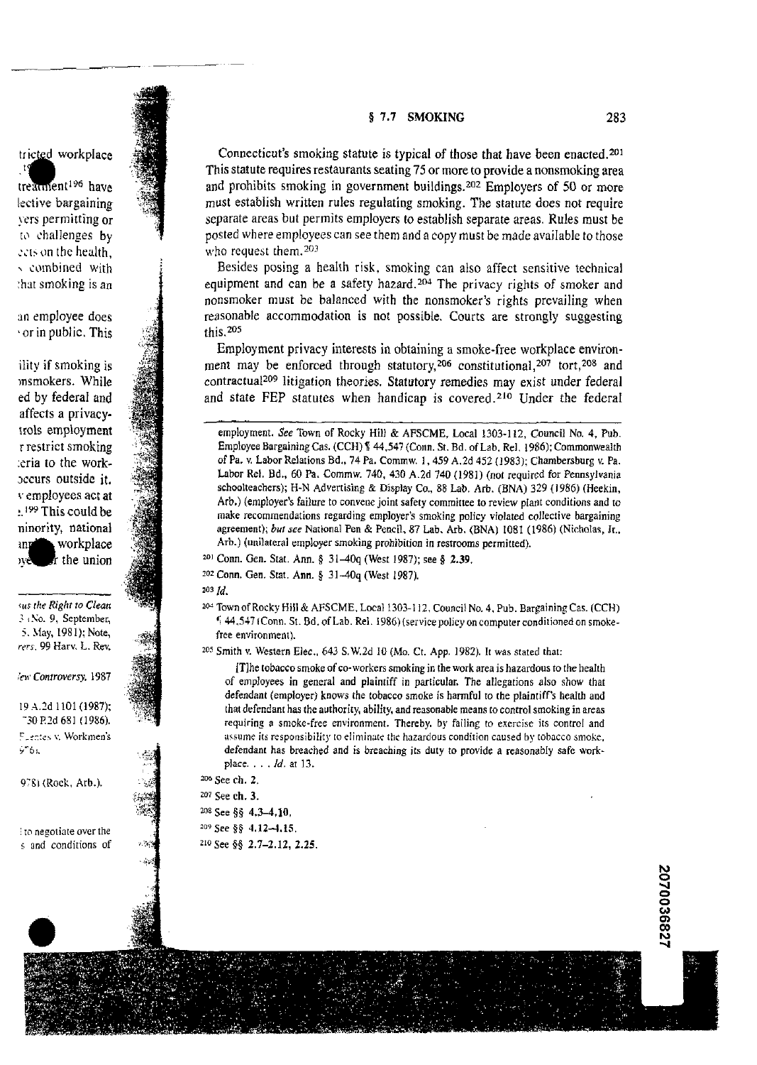Connecticut's smoking statute is typical of those that have been enacted.[201] This statute requires restaurants seating 75 or more to provide a nonsmoking area and prohibits smoking in government buildings.[202] Employers of 50 or more must establish written rules regulating smoking. The statute does not require separate areas but permits employers to establish separate areas. Rules must be posted where employees can see them and a copy must be made available to those who request them.[203]

Besides posing a health risk, smoking can also affect sensitive technical equipment and can be a safety hazard.[204] The privacy rights of smoker and nonsmoker must be balanced with the nonsmoker's rights prevailing when reasonable accommodation is not possible. Courts are strongly suggesting this.[205]

Employment privacy interests in obtaining a smoke-free workplace environment may be enforced through statutory,[206] constitutional,[207] tort,[208] and contractual[209] litigation theories. Statutory remedies may exist under federal and state FEP statutes when handicap is covered.[210] Under the federal

---

employment. *See* Town of Rocky Hill & AFSCME, Local 1303-112, Council No. 4, Pub. Employee Bargaining Cas. (CCH) ¶ 44,547 (Conn. St. Bd. of Lab. Rel. 1986); Commonwealth of Pa. v. Labor Relations Bd., 74 Pa. Commw. 1, 459 A.2d 452 (1983); Chambersburg v. Pa. Labor Rel. Bd., 60 Pa. Commw. 740, 430 A.2d 740 (1981) (not required for Pennsylvania schoolteachers); H-N Advertising & Display Co., 88 Lab. Arb. (BNA) 329 (1986) (Heekin, Arb.) (employer's failure to convene joint safety committee to review plant conditions and to make recommendations regarding employer's smoking policy violated collective bargaining agreement); *but see* National Pen & Pencil, 87 Lab. Arb. (BNA) 1081 (1986) (Nicholas, Jr., Arb.) (unilateral employer smoking prohibition in restrooms permitted).

[201] Conn. Gen. Stat. Ann. § 31–40q (West 1987); see § **2.39**.

[202] Conn. Gen. Stat. Ann. § 31–40q (West 1987).

[203] *Id.*

[204] Town of Rocky Hill & AFSCME, Local 1303-112, Council No. 4, Pub. Bargaining Cas. (CCH) ¶ 44,547 (Conn. St. Bd. of Lab. Rel. 1986) (service policy on computer conditioned on smoke-free environment).

[205] Smith v. Western Elec., 643 S.W.2d 10 (Mo. Ct. App. 1982). It was stated that:

> [T]he tobacco smoke of co-workers smoking in the work area is hazardous to the health of employees in general and plaintiff in particular. The allegations also show that defendant (employer) knows the tobacco smoke is harmful to the plaintiff's health and that defendant has the authority, ability, and reasonable means to control smoking in areas requiring a smoke-free environment. Thereby, by failing to exercise its control and assume its responsibility to eliminate the hazardous condition caused by tobacco smoke, defendant has breached and is breaching its duty to provide a reasonably safe workplace. . . . *Id.* at 13.

[206] See ch. **2**.

[207] See ch. **3**.

[208] See §§ **4.3–4.10**.

[209] See §§ **4.12–4.15**.

[210] See §§ **2.7–2.12, 2.25**.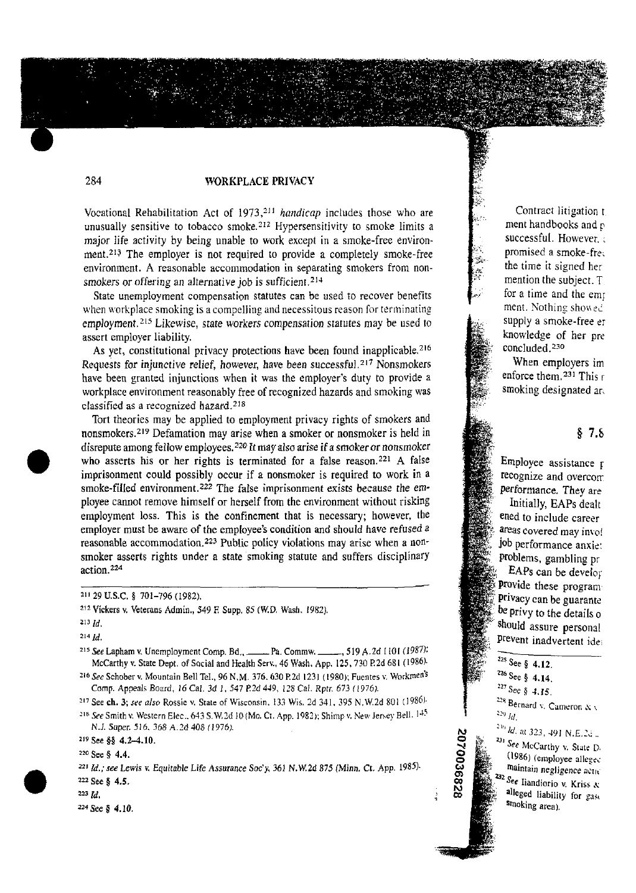Vocational Rehabilitation Act of 1973,[211] *handicap* includes those who are unusually sensitive to tobacco smoke.[212] Hypersensitivity to smoke limits a major life activity by being unable to work except in a smoke-free environment.[213] The employer is not required to provide a completely smoke-free environment. A reasonable accommodation in separating smokers from nonsmokers or offering an alternative job is sufficient.[214]

State unemployment compensation statutes can be used to recover benefits when workplace smoking is a compelling and necessitous reason for terminating employment.[215] Likewise, state workers compensation statutes may be used to assert employer liability.

As yet, constitutional privacy protections have been found inapplicable.[216] Requests for injunctive relief, however, have been successful.[217] Nonsmokers have been granted injunctions when it was the employer's duty to provide a workplace environment reasonably free of recognized hazards and smoking was classified as a recognized hazard.[218]

Tort theories may be applied to employment privacy rights of smokers and nonsmokers.[219] Defamation may arise when a smoker or nonsmoker is held in disrepute among fellow employees.[220] It may also arise if a smoker or nonsmoker who asserts his or her rights is terminated for a false reason.[221] A false imprisonment could possibly occur if a nonsmoker is required to work in a smoke-filled environment.[222] The false imprisonment exists because the employee cannot remove himself or herself from the environment without risking employment loss. This is the confinement that is necessary; however, the employer must be aware of the employee's condition and should have refused a reasonable accommodation.[223] Public policy violations may arise when a nonsmoker asserts rights under a state smoking statute and suffers disciplinary action.[224]

Contract litigation t ment handbooks and p successful. However, promised a smoke-fre the time it signed her mention the subject. T for a time and the em ment. Nothing showed supply a smoke-free er knowledge of her pre concluded.[230]

When employers im enforce them.[231] This r smoking designated ar

## § 7.8

Employee assistance p recognize and overcom performance. They are

Initially, EAPs dealt ened to include career areas covered may invol job performance anxie problems, gambling pr

EAPs can be develop provide these program privacy can be guarante be privy to the details o should assure personal prevent inadvertent ide

---

[211] 29 U.S.C. § 701–796 (1982).

[212] Vickers v. Veterans Admin., 549 F. Supp. 85 (W.D. Wash. 1982).

[213] *Id.*

[214] *Id.*

[215] *See* Lapham v. Unemployment Comp. Bd., ____ Pa. Commw. ____, 519 A.2d 1101 (1987); McCarthy v. State Dept. of Social and Health Serv., 46 Wash. App. 125, 730 P.2d 681 (1986).

[216] *See* Schober v. Mountain Bell Tel., 96 N.M. 376, 630 P.2d 1231 (1980); Fuentes v. Workmen's Comp. Appeals Board, 16 Cal. 3d 1, 547 P.2d 449, 128 Cal. Rptr. 673 (1976).

[217] See **ch. 3**; *see also* Rossie v. State of Wisconsin, 133 Wis. 2d 341, 395 N.W.2d 801 (1986).

[218] *See* Smith v. Western Elec., 643 S.W.2d 10 (Mo. Ct. App. 1982); Shimp v. New Jersey Bell, 145 N.J. Super. 516, 368 A.2d 408 (1976).

[219] See §§ **4.2–4.10**.

[220] See § **4.4**.

[221] *Id.; see* Lewis v. Equitable Life Assurance Soc'y, 361 N.W.2d 875 (Minn. Ct. App. 1985).

[222] See § **4.5**.

[223] *Id.*

[224] See § **4.10**.

[225] See § **4.12**.

[226] See § **4.14**.

[227] See § **4.15**.

[228] Bernard v. Cameron & 

[229] *Id.*

[230] *Id.* at 323, 491 N.E.2d

[231] *See* McCarthy v. State D (1986) (employee allege maintain negligence acti

[232] *See* Iandiorio v. Kriss & alleged liability for gas smoking area).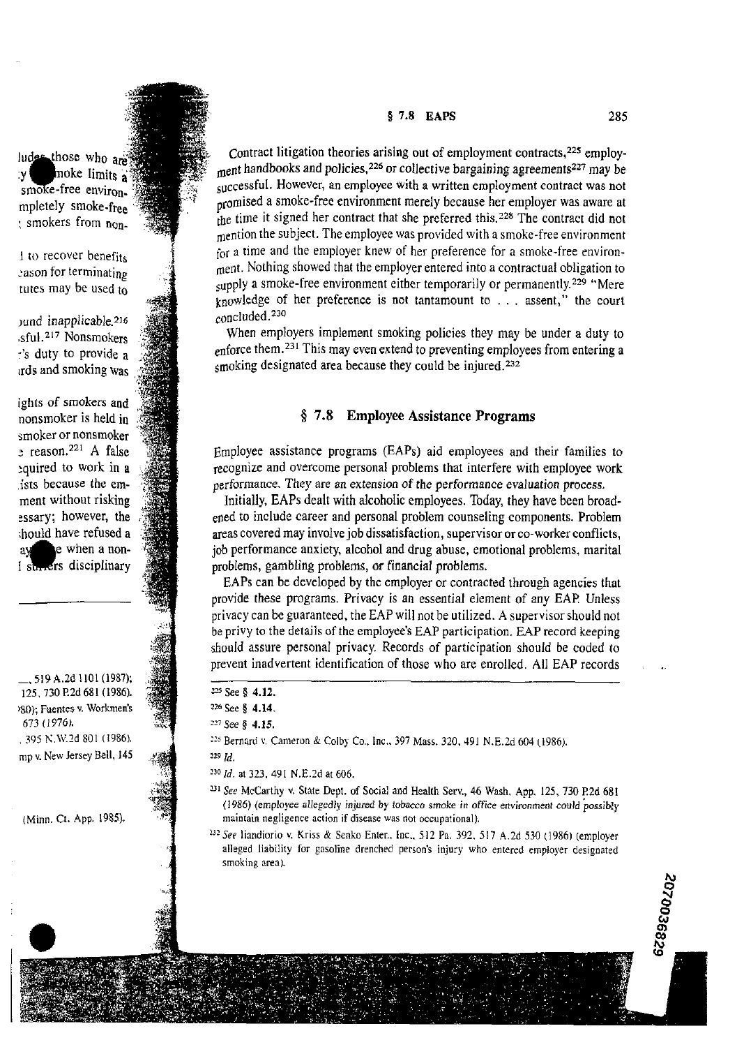Contract litigation theories arising out of employment contracts,[225] employment handbooks and policies,[226] or collective bargaining agreements[227] may be successful. However, an employee with a written employment contract was not promised a smoke-free environment merely because her employer was aware at the time it signed her contract that she preferred this.[228] The contract did not mention the subject. The employee was provided with a smoke-free environment for a time and the employer knew of her preference for a smoke-free environment. Nothing showed that the employer entered into a contractual obligation to supply a smoke-free environment either temporarily or permanently.[229] "Mere knowledge of her preference is not tantamount to . . . assent," the court concluded.[230]

When employers implement smoking policies they may be under a duty to enforce them.[231] This may even extend to preventing employees from entering a smoking designated area because they could be injured.[232]

## § 7.8 Employee Assistance Programs

Employee assistance programs (EAPs) aid employees and their families to recognize and overcome personal problems that interfere with employee work performance. They are an extension of the performance evaluation process.

Initially, EAPs dealt with alcoholic employees. Today, they have been broadened to include career and personal problem counseling components. Problem areas covered may involve job dissatisfaction, supervisor or co-worker conflicts, job performance anxiety, alcohol and drug abuse, emotional problems, marital problems, gambling problems, or financial problems.

EAPs can be developed by the employer or contracted through agencies that provide these programs. Privacy is an essential element of any EAP. Unless privacy can be guaranteed, the EAP will not be utilized. A supervisor should not be privy to the details of the employee's EAP participation. EAP record keeping should assure personal privacy. Records of participation should be coded to prevent inadvertent identification of those who are enrolled. All EAP records

---

[225] See § **4.12**.

[226] See § **4.14**.

[227] See § **4.15**.

[228] Bernard v. Cameron & Colby Co., Inc., 397 Mass. 320, 491 N.E.2d 604 (1986).

[229] *Id.*

[230] *Id.* at 323, 491 N.E.2d at 606.

[231] *See* McCarthy v. State Dept. of Social and Health Serv., 46 Wash. App. 125, 730 P.2d 681 (1986) (employee allegedly injured by tobacco smoke in office environment could possibly maintain negligence action if disease was not occupational).

[232] *See* Iandiorio v. Kriss & Senko Enter., Inc., 512 Pa. 392, 517 A.2d 530 (1986) (employer alleged liability for gasoline drenched person's injury who entered employer designated smoking area).